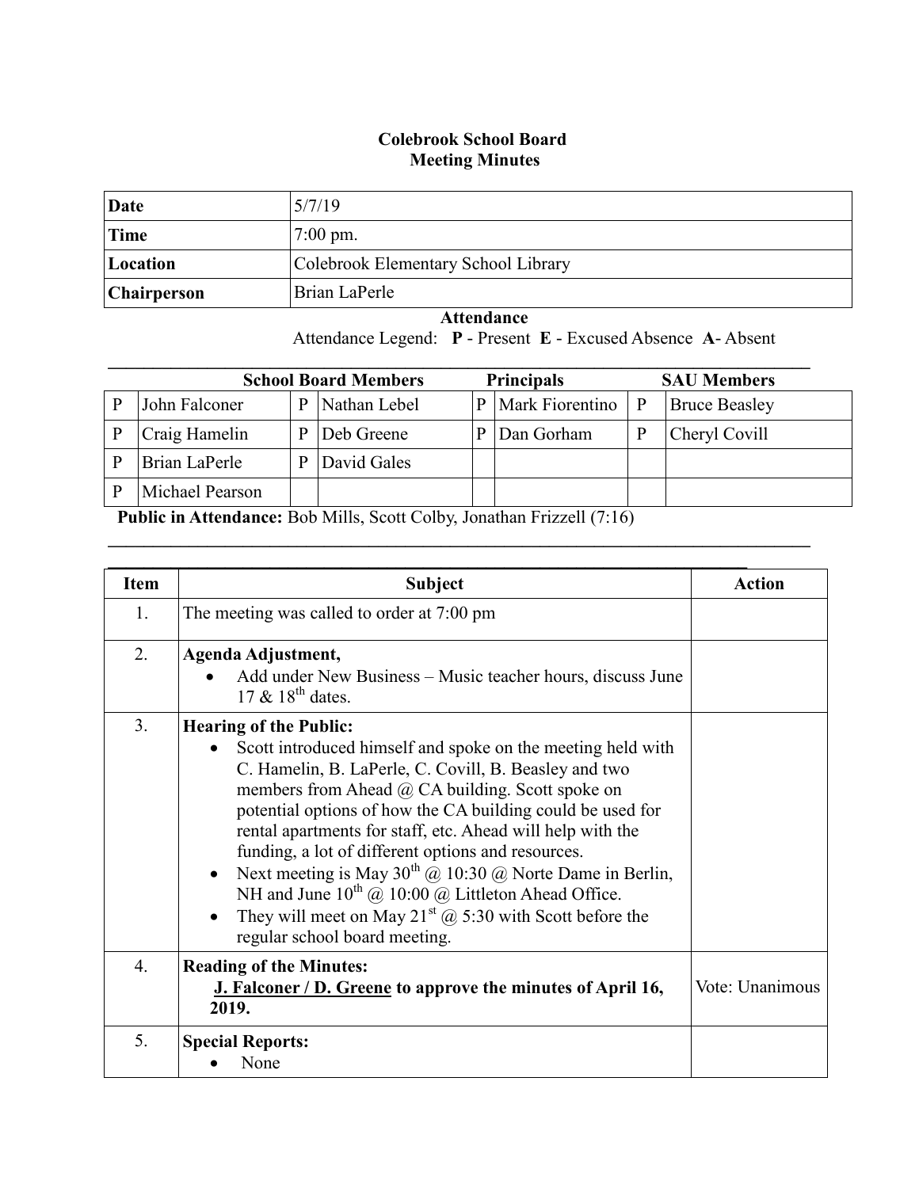# Colebrook School Board
## Meeting Minutes

| Date | 5/7/19 |
|---|---|
| Time | 7:00 pm. |
| Location | Colebrook Elementary School Library |
| Chairperson | Brian LaPerle |

**Attendance**

Attendance Legend: **P** - Present **E** - Excused Absence **A**- Absent

| School Board Members | | | | Principals | | SAU Members | |
|---|---|---|---|---|---|---|---|
| P | John Falconer | P | Nathan Lebel | P | Mark Fiorentino | P | Bruce Beasley |
| P | Craig Hamelin | P | Deb Greene | P | Dan Gorham | P | Cheryl Covill |
| P | Brian LaPerle | P | David Gales | | | | |
| P | Michael Pearson | | | | | | |

**Public in Attendance:** Bob Mills, Scott Colby, Jonathan Frizzell (7:16)

| Item | Subject | Action |
|---|---|---|
| 1. | The meeting was called to order at 7:00 pm | |
| 2. | **Agenda Adjustment,**<br>• Add under New Business – Music teacher hours, discuss June 17 & 18th dates. | |
| 3. | **Hearing of the Public:**<br>• Scott introduced himself and spoke on the meeting held with C. Hamelin, B. LaPerle, C. Covill, B. Beasley and two members from Ahead @ CA building. Scott spoke on potential options of how the CA building could be used for rental apartments for staff, etc. Ahead will help with the funding, a lot of different options and resources.<br>• Next meeting is May 30th @ 10:30 @ Norte Dame in Berlin, NH and June 10th @ 10:00 @ Littleton Ahead Office.<br>• They will meet on May 21st @ 5:30 with Scott before the regular school board meeting. | |
| 4. | **Reading of the Minutes:**<br>**<u>J. Falconer / D. Greene</u> to approve the minutes of April 16, 2019.** | Vote: Unanimous |
| 5. | **Special Reports:**<br>• None | |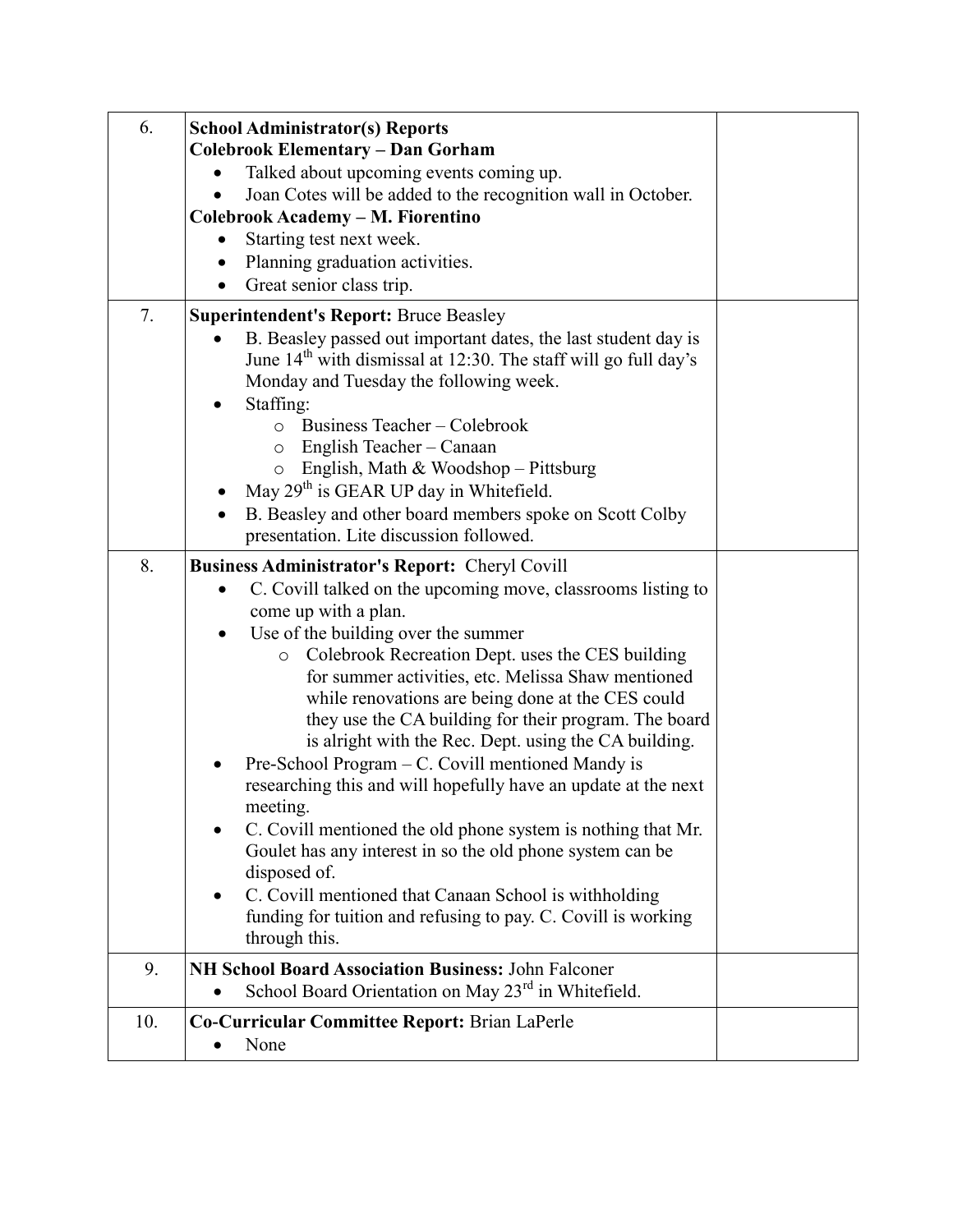| | | |
|---|---|---|
| 6. | **School Administrator(s) Reports**<br>**Colebrook Elementary – Dan Gorham**<br>• Talked about upcoming events coming up.<br>• Joan Cotes will be added to the recognition wall in October.<br>**Colebrook Academy – M. Fiorentino**<br>• Starting test next week.<br>• Planning graduation activities.<br>• Great senior class trip. | |
| 7. | **Superintendent's Report:** Bruce Beasley<br>• B. Beasley passed out important dates, the last student day is June 14th with dismissal at 12:30. The staff will go full day's Monday and Tuesday the following week.<br>• Staffing:<br>  ○ Business Teacher – Colebrook<br>  ○ English Teacher – Canaan<br>  ○ English, Math & Woodshop – Pittsburg<br>• May 29th is GEAR UP day in Whitefield.<br>• B. Beasley and other board members spoke on Scott Colby presentation. Lite discussion followed. | |
| 8. | **Business Administrator's Report:** Cheryl Covill<br>• C. Covill talked on the upcoming move, classrooms listing to come up with a plan.<br>• Use of the building over the summer<br>  ○ Colebrook Recreation Dept. uses the CES building for summer activities, etc. Melissa Shaw mentioned while renovations are being done at the CES could they use the CA building for their program. The board is alright with the Rec. Dept. using the CA building.<br>• Pre-School Program – C. Covill mentioned Mandy is researching this and will hopefully have an update at the next meeting.<br>• C. Covill mentioned the old phone system is nothing that Mr. Goulet has any interest in so the old phone system can be disposed of.<br>• C. Covill mentioned that Canaan School is withholding funding for tuition and refusing to pay. C. Covill is working through this. | |
| 9. | **NH School Board Association Business:** John Falconer<br>• School Board Orientation on May 23rd in Whitefield. | |
| 10. | **Co-Curricular Committee Report:** Brian LaPerle<br>• None | |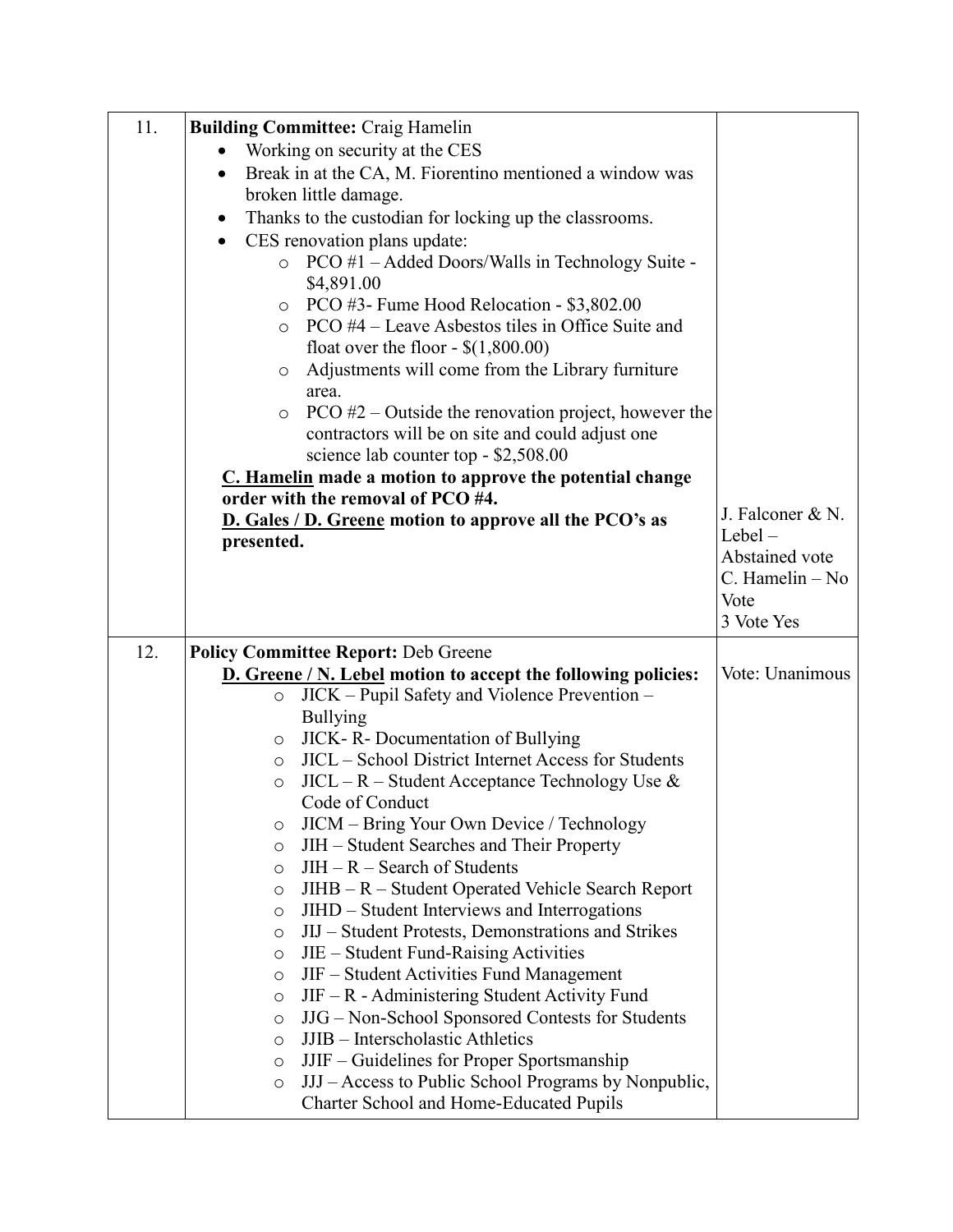| | | |
|---|---|---|
| 11. | **Building Committee:** Craig Hamelin<br>• Working on security at the CES<br>• Break in at the CA, M. Fiorentino mentioned a window was broken little damage.<br>• Thanks to the custodian for locking up the classrooms.<br>• CES renovation plans update:<br>  ○ PCO #1 – Added Doors/Walls in Technology Suite - $4,891.00<br>  ○ PCO #3- Fume Hood Relocation - $3,802.00<br>  ○ PCO #4 – Leave Asbestos tiles in Office Suite and float over the floor - $(1,800.00)<br>  ○ Adjustments will come from the Library furniture area.<br>  ○ PCO #2 – Outside the renovation project, however the contractors will be on site and could adjust one science lab counter top - $2,508.00<br>**C. Hamelin made a motion to approve the potential change order with the removal of PCO #4.**<br>**D. Gales / D. Greene motion to approve all the PCO's as presented.** | J. Falconer & N. Lebel – Abstained vote<br>C. Hamelin – No Vote<br>3 Vote Yes |
| 12. | **Policy Committee Report:** Deb Greene<br>**D. Greene / N. Lebel motion to accept the following policies:**<br>  ○ JICK – Pupil Safety and Violence Prevention – Bullying<br>  ○ JICK- R- Documentation of Bullying<br>  ○ JICL – School District Internet Access for Students<br>  ○ JICL – R – Student Acceptance Technology Use & Code of Conduct<br>  ○ JICM – Bring Your Own Device / Technology<br>  ○ JIH – Student Searches and Their Property<br>  ○ JIH – R – Search of Students<br>  ○ JIHB – R – Student Operated Vehicle Search Report<br>  ○ JIHD – Student Interviews and Interrogations<br>  ○ JIJ – Student Protests, Demonstrations and Strikes<br>  ○ JIE – Student Fund-Raising Activities<br>  ○ JIF – Student Activities Fund Management<br>  ○ JIF – R - Administering Student Activity Fund<br>  ○ JJG – Non-School Sponsored Contests for Students<br>  ○ JJIB – Interscholastic Athletics<br>  ○ JJIF – Guidelines for Proper Sportsmanship<br>  ○ JJJ – Access to Public School Programs by Nonpublic, Charter School and Home-Educated Pupils | Vote: Unanimous |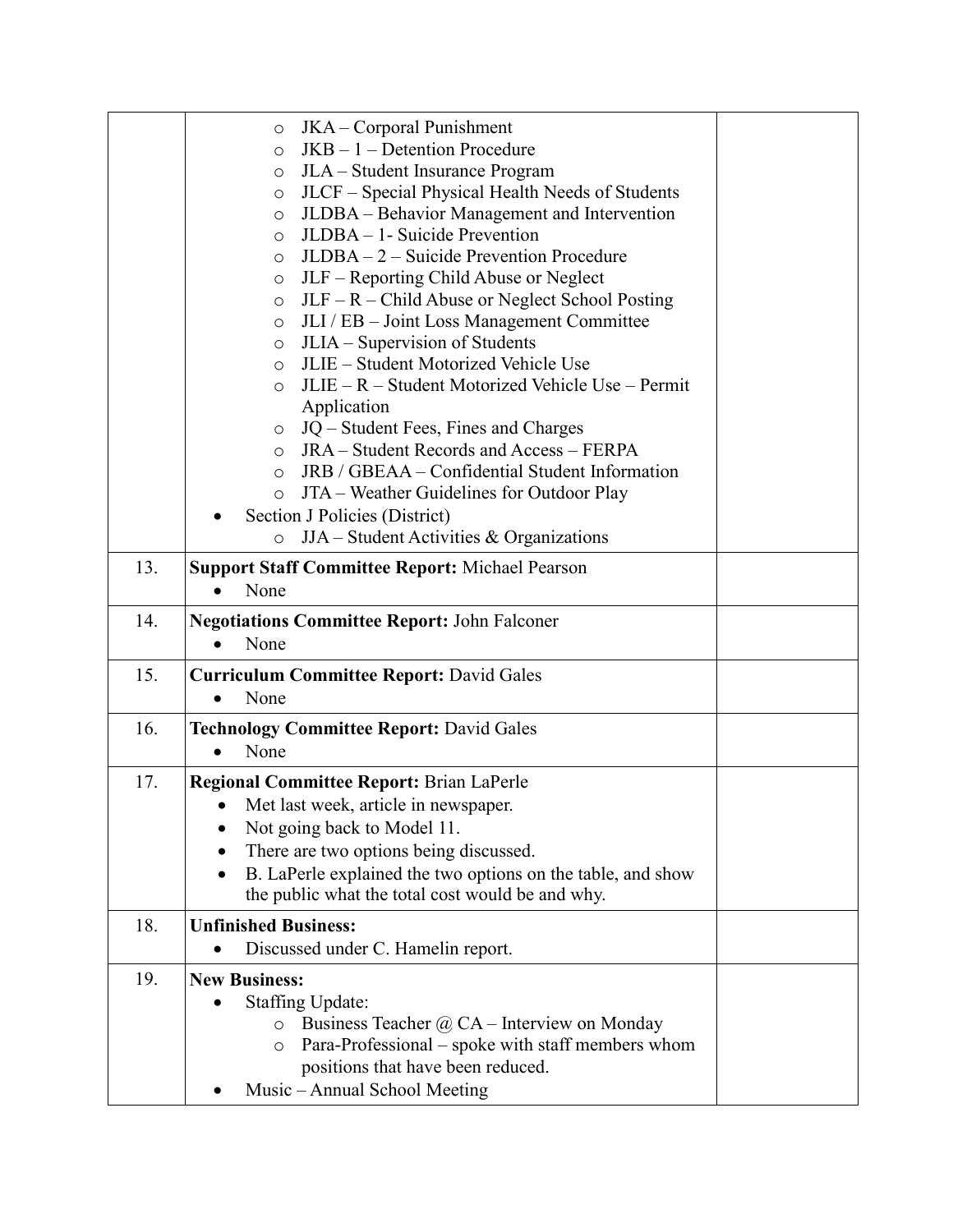| | | |
|---|---|---|
| | ○ JKA – Corporal Punishment<br>○ JKB – 1 – Detention Procedure<br>○ JLA – Student Insurance Program<br>○ JLCF – Special Physical Health Needs of Students<br>○ JLDBA – Behavior Management and Intervention<br>○ JLDBA – 1- Suicide Prevention<br>○ JLDBA – 2 – Suicide Prevention Procedure<br>○ JLF – Reporting Child Abuse or Neglect<br>○ JLF – R – Child Abuse or Neglect School Posting<br>○ JLI / EB – Joint Loss Management Committee<br>○ JLIA – Supervision of Students<br>○ JLIE – Student Motorized Vehicle Use<br>○ JLIE – R – Student Motorized Vehicle Use – Permit Application<br>○ JQ – Student Fees, Fines and Charges<br>○ JRA – Student Records and Access – FERPA<br>○ JRB / GBEAA – Confidential Student Information<br>○ JTA – Weather Guidelines for Outdoor Play<br>• Section J Policies (District)<br>○ JJA – Student Activities & Organizations | |
| 13. | **Support Staff Committee Report:** Michael Pearson<br>• None | |
| 14. | **Negotiations Committee Report:** John Falconer<br>• None | |
| 15. | **Curriculum Committee Report:** David Gales<br>• None | |
| 16. | **Technology Committee Report:** David Gales<br>• None | |
| 17. | **Regional Committee Report:** Brian LaPerle<br>• Met last week, article in newspaper.<br>• Not going back to Model 11.<br>• There are two options being discussed.<br>• B. LaPerle explained the two options on the table, and show the public what the total cost would be and why. | |
| 18. | **Unfinished Business:**<br>• Discussed under C. Hamelin report. | |
| 19. | **New Business:**<br>• Staffing Update:<br>○ Business Teacher @ CA – Interview on Monday<br>○ Para-Professional – spoke with staff members whom positions that have been reduced.<br>• Music – Annual School Meeting | |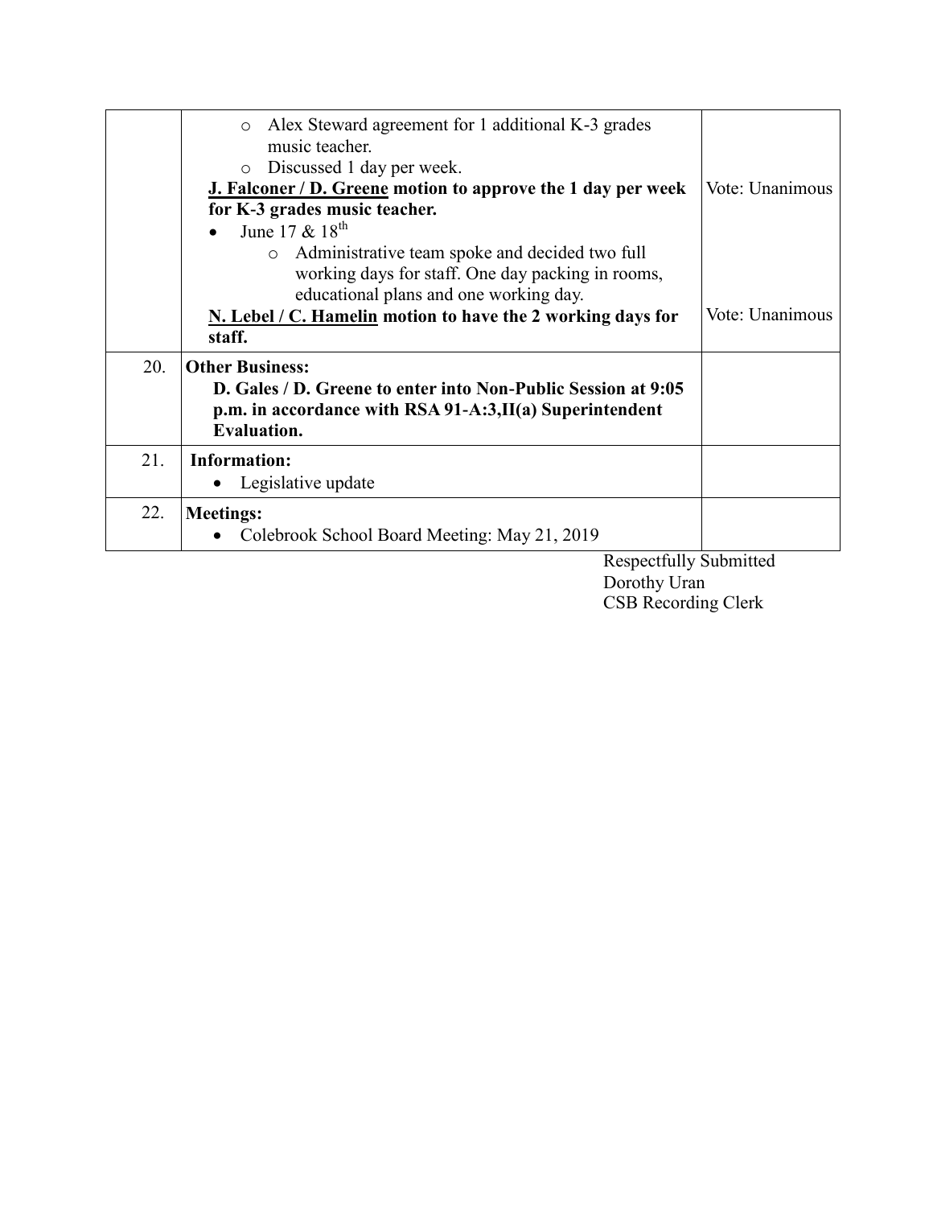| | | |
|---|---|---|
| | ◦ Alex Steward agreement for 1 additional K-3 grades music teacher.<br>◦ Discussed 1 day per week.<br>**<u>J. Falconer / D. Greene</u> motion to approve the 1 day per week for K-3 grades music teacher.**<br>• June 17 & 18th<br>◦ Administrative team spoke and decided two full working days for staff. One day packing in rooms, educational plans and one working day.<br>**<u>N. Lebel / C. Hamelin</u> motion to have the 2 working days for staff.** | Vote: Unanimous<br><br>Vote: Unanimous |
| 20. | **Other Business:**<br>**D. Gales / D. Greene to enter into Non-Public Session at 9:05 p.m. in accordance with RSA 91-A:3,II(a) Superintendent Evaluation.** | |
| 21. | **Information:**<br>• Legislative update | |
| 22. | **Meetings:**<br>• Colebrook School Board Meeting: May 21, 2019 | |

Respectfully Submitted
Dorothy Uran
CSB Recording Clerk